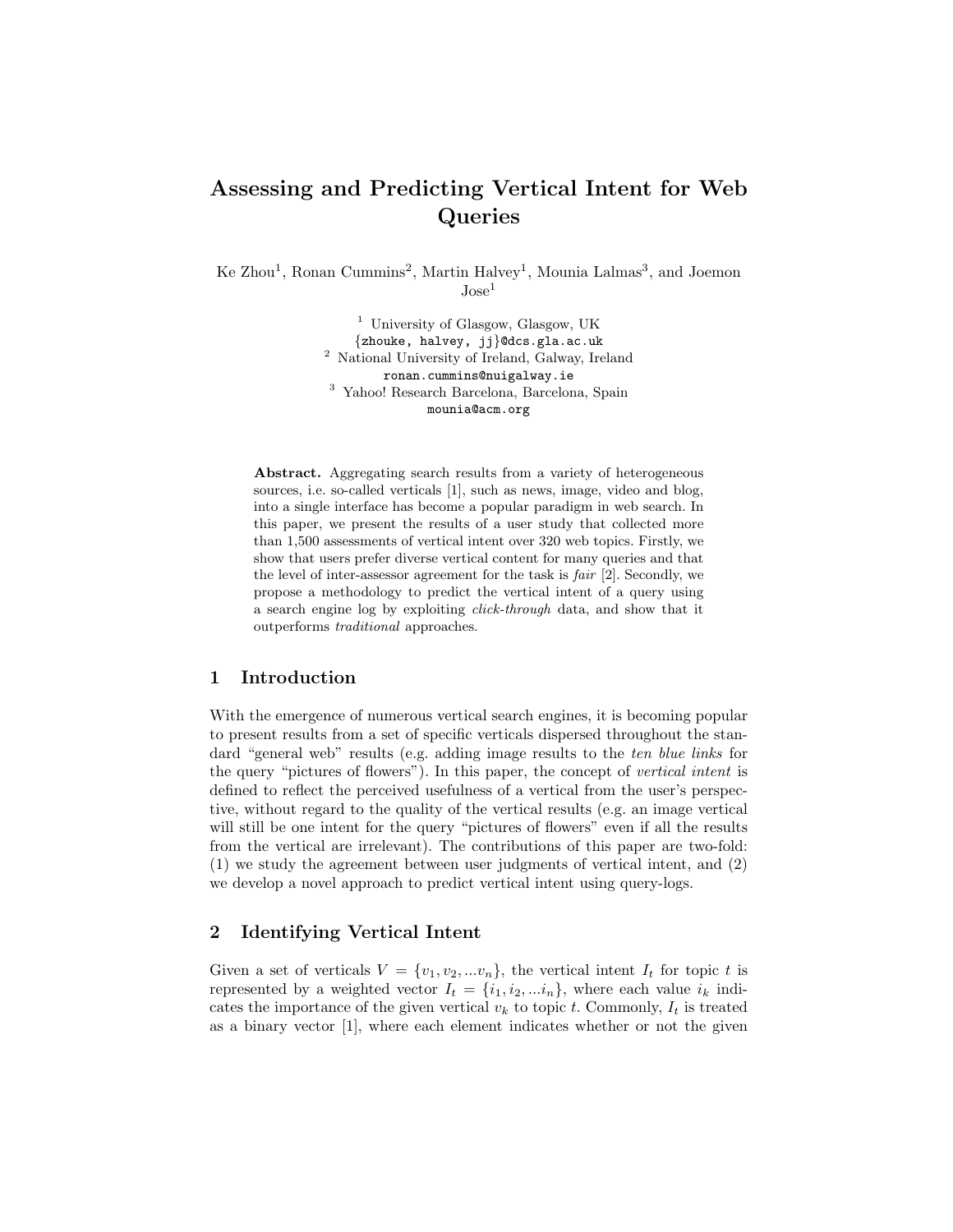# Assessing and Predicting Vertical Intent for Web Queries

Ke Zhou[1], Ronan Cummins[2], Martin Halvey[1], Mounia Lalmas[3], and Joemon Jose[1]

[1] University of Glasgow, Glasgow, UK
{zhouke, halvey, jj}@dcs.gla.ac.uk
[2] National University of Ireland, Galway, Ireland
ronan.cummins@nuigalway.ie
[3] Yahoo! Research Barcelona, Barcelona, Spain
mounia@acm.org

**Abstract.** Aggregating search results from a variety of heterogeneous sources, i.e. so-called verticals [1], such as news, image, video and blog, into a single interface has become a popular paradigm in web search. In this paper, we present the results of a user study that collected more than 1,500 assessments of vertical intent over 320 web topics. Firstly, we show that users prefer diverse vertical content for many queries and that the level of inter-assessor agreement for the task is *fair* [2]. Secondly, we propose a methodology to predict the vertical intent of a query using a search engine log by exploiting *click-through* data, and show that it outperforms *traditional* approaches.

## 1 Introduction

With the emergence of numerous vertical search engines, it is becoming popular to present results from a set of specific verticals dispersed throughout the standard "general web" results (e.g. adding image results to the *ten blue links* for the query "pictures of flowers"). In this paper, the concept of *vertical intent* is defined to reflect the perceived usefulness of a vertical from the user's perspective, without regard to the quality of the vertical results (e.g. an image vertical will still be one intent for the query "pictures of flowers" even if all the results from the vertical are irrelevant). The contributions of this paper are two-fold: (1) we study the agreement between user judgments of vertical intent, and (2) we develop a novel approach to predict vertical intent using query-logs.

## 2 Identifying Vertical Intent

Given a set of verticals $V = \{v_1, v_2, ...v_n\}$, the vertical intent $I_t$ for topic $t$ is represented by a weighted vector $I_t = \{i_1, i_2, ...i_n\}$, where each value $i_k$ indicates the importance of the given vertical $v_k$ to topic $t$. Commonly, $I_t$ is treated as a binary vector [1], where each element indicates whether or not the given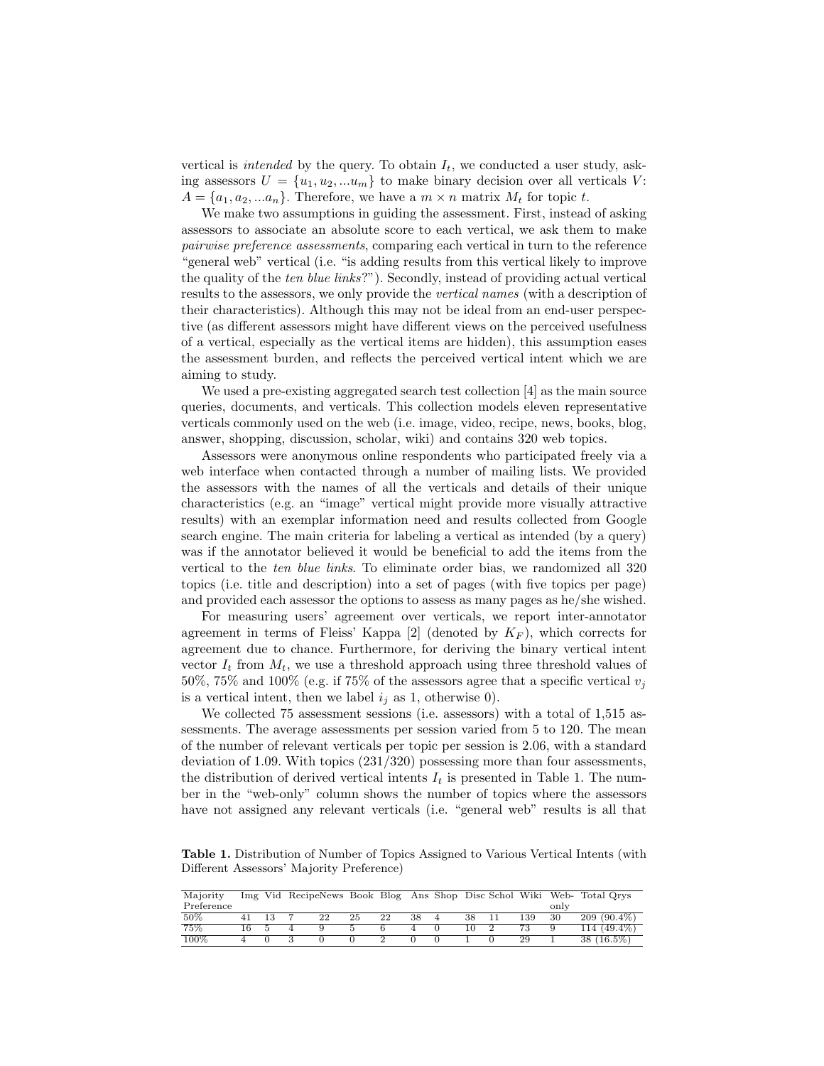vertical is *intended* by the query. To obtain $I_t$, we conducted a user study, asking assessors $U = \{u_1, u_2, ...u_m\}$ to make binary decision over all verticals $V$: $A = \{a_1, a_2, ...a_n\}$. Therefore, we have a $m \times n$ matrix $M_t$ for topic $t$.

We make two assumptions in guiding the assessment. First, instead of asking assessors to associate an absolute score to each vertical, we ask them to make *pairwise preference assessments*, comparing each vertical in turn to the reference "general web" vertical (i.e. "is adding results from this vertical likely to improve the quality of the *ten blue links*?"). Secondly, instead of providing actual vertical results to the assessors, we only provide the *vertical names* (with a description of their characteristics). Although this may not be ideal from an end-user perspective (as different assessors might have different views on the perceived usefulness of a vertical, especially as the vertical items are hidden), this assumption eases the assessment burden, and reflects the perceived vertical intent which we are aiming to study.

We used a pre-existing aggregated search test collection [4] as the main source queries, documents, and verticals. This collection models eleven representative verticals commonly used on the web (i.e. image, video, recipe, news, books, blog, answer, shopping, discussion, scholar, wiki) and contains 320 web topics.

Assessors were anonymous online respondents who participated freely via a web interface when contacted through a number of mailing lists. We provided the assessors with the names of all the verticals and details of their unique characteristics (e.g. an "image" vertical might provide more visually attractive results) with an exemplar information need and results collected from Google search engine. The main criteria for labeling a vertical as intended (by a query) was if the annotator believed it would be beneficial to add the items from the vertical to the *ten blue links*. To eliminate order bias, we randomized all 320 topics (i.e. title and description) into a set of pages (with five topics per page) and provided each assessor the options to assess as many pages as he/she wished.

For measuring users' agreement over verticals, we report inter-annotator agreement in terms of Fleiss' Kappa [2] (denoted by $K_F$), which corrects for agreement due to chance. Furthermore, for deriving the binary vertical intent vector $I_t$ from $M_t$, we use a threshold approach using three threshold values of 50%, 75% and 100% (e.g. if 75% of the assessors agree that a specific vertical $v_j$ is a vertical intent, then we label $i_j$ as 1, otherwise 0).

We collected 75 assessment sessions (i.e. assessors) with a total of 1,515 assessments. The average assessments per session varied from 5 to 120. The mean of the number of relevant verticals per topic per session is 2.06, with a standard deviation of 1.09. With topics (231/320) possessing more than four assessments, the distribution of derived vertical intents $I_t$ is presented in Table 1. The number in the "web-only" column shows the number of topics where the assessors have not assigned any relevant verticals (i.e. "general web" results is all that

**Table 1.** Distribution of Number of Topics Assigned to Various Vertical Intents (with Different Assessors' Majority Preference)

| Majority Preference | Img | Vid | Recipe | News | Book | Blog | Ans | Shop | Disc | Schol | Wiki | Web-only | Total Qrys |
|---|---|---|---|---|---|---|---|---|---|---|---|---|---|
| 50% | 41 | 13 | 7 | 22 | 25 | 22 | 38 | 4 | 38 | 11 | 139 | 30 | 209 (90.4%) |
| 75% | 16 | 5 | 4 | 9 | 5 | 6 | 4 | 0 | 10 | 2 | 73 | 9 | 114 (49.4%) |
| 100% | 4 | 0 | 3 | 0 | 0 | 2 | 0 | 0 | 1 | 0 | 29 | 1 | 38 (16.5%) |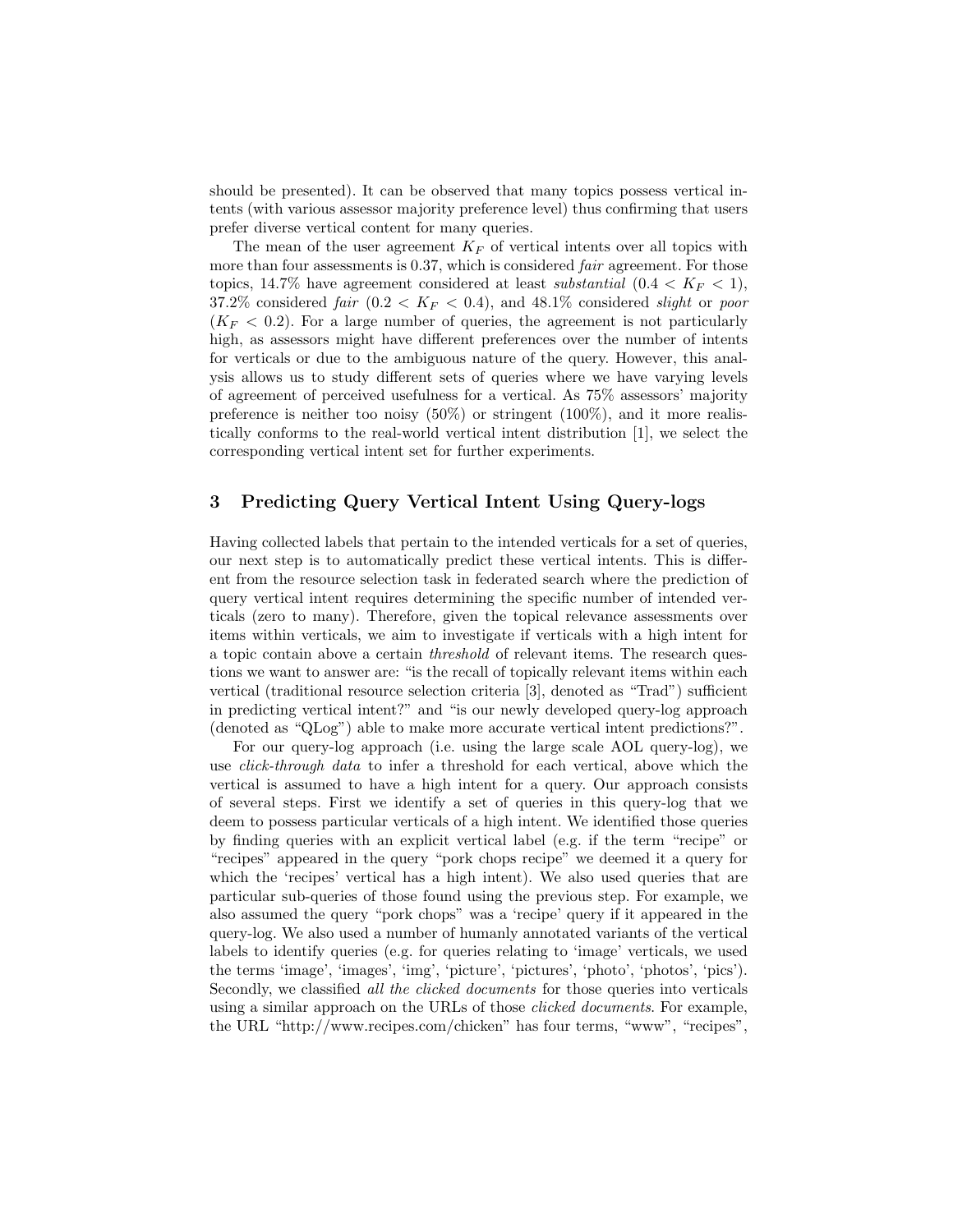should be presented). It can be observed that many topics possess vertical intents (with various assessor majority preference level) thus confirming that users prefer diverse vertical content for many queries.

The mean of the user agreement $K_F$ of vertical intents over all topics with more than four assessments is 0.37, which is considered *fair* agreement. For those topics, 14.7% have agreement considered at least *substantial* ($0.4 < K_F < 1$), 37.2% considered *fair* ($0.2 < K_F < 0.4$), and 48.1% considered *slight* or *poor* ($K_F < 0.2$). For a large number of queries, the agreement is not particularly high, as assessors might have different preferences over the number of intents for verticals or due to the ambiguous nature of the query. However, this analysis allows us to study different sets of queries where we have varying levels of agreement of perceived usefulness for a vertical. As 75% assessors' majority preference is neither too noisy (50%) or stringent (100%), and it more realistically conforms to the real-world vertical intent distribution [1], we select the corresponding vertical intent set for further experiments.

## 3 Predicting Query Vertical Intent Using Query-logs

Having collected labels that pertain to the intended verticals for a set of queries, our next step is to automatically predict these vertical intents. This is different from the resource selection task in federated search where the prediction of query vertical intent requires determining the specific number of intended verticals (zero to many). Therefore, given the topical relevance assessments over items within verticals, we aim to investigate if verticals with a high intent for a topic contain above a certain *threshold* of relevant items. The research questions we want to answer are: "is the recall of topically relevant items within each vertical (traditional resource selection criteria [3], denoted as "Trad") sufficient in predicting vertical intent?" and "is our newly developed query-log approach (denoted as "QLog") able to make more accurate vertical intent predictions?".

For our query-log approach (i.e. using the large scale AOL query-log), we use *click-through data* to infer a threshold for each vertical, above which the vertical is assumed to have a high intent for a query. Our approach consists of several steps. First we identify a set of queries in this query-log that we deem to possess particular verticals of a high intent. We identified those queries by finding queries with an explicit vertical label (e.g. if the term "recipe" or "recipes" appeared in the query "pork chops recipe" we deemed it a query for which the 'recipes' vertical has a high intent). We also used queries that are particular sub-queries of those found using the previous step. For example, we also assumed the query "pork chops" was a 'recipe' query if it appeared in the query-log. We also used a number of humanly annotated variants of the vertical labels to identify queries (e.g. for queries relating to 'image' verticals, we used the terms 'image', 'images', 'img', 'picture', 'pictures', 'photo', 'photos', 'pics'). Secondly, we classified *all the clicked documents* for those queries into verticals using a similar approach on the URLs of those *clicked documents*. For example, the URL "http://www.recipes.com/chicken" has four terms, "www", "recipes",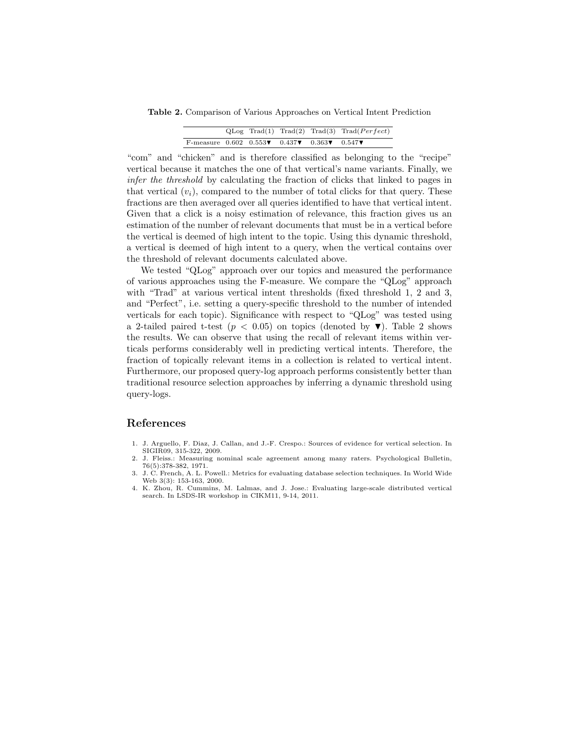**Table 2.** Comparison of Various Approaches on Vertical Intent Prediction

| | QLog | Trad(1) | Trad(2) | Trad(3) | Trad(*Perfect*) |
|---|---|---|---|---|---|
| F-measure | 0.602 | 0.553▼ | 0.437▼ | 0.363▼ | 0.547▼ |

"com" and "chicken" and is therefore classified as belonging to the "recipe" vertical because it matches the one of that vertical's name variants. Finally, we *infer the threshold* by calculating the fraction of clicks that linked to pages in that vertical ($v_i$), compared to the number of total clicks for that query. These fractions are then averaged over all queries identified to have that vertical intent. Given that a click is a noisy estimation of relevance, this fraction gives us an estimation of the number of relevant documents that must be in a vertical before the vertical is deemed of high intent to the topic. Using this dynamic threshold, a vertical is deemed of high intent to a query, when the vertical contains over the threshold of relevant documents calculated above.

We tested "QLog" approach over our topics and measured the performance of various approaches using the F-measure. We compare the "QLog" approach with "Trad" at various vertical intent thresholds (fixed threshold 1, 2 and 3, and "Perfect", i.e. setting a query-specific threshold to the number of intended verticals for each topic). Significance with respect to "QLog" was tested using a 2-tailed paired t-test ($p < 0.05$) on topics (denoted by ▼). Table 2 shows the results. We can observe that using the recall of relevant items within verticals performs considerably well in predicting vertical intents. Therefore, the fraction of topically relevant items in a collection is related to vertical intent. Furthermore, our proposed query-log approach performs consistently better than traditional resource selection approaches by inferring a dynamic threshold using query-logs.

## References

1. J. Arguello, F. Diaz, J. Callan, and J.-F. Crespo.: Sources of evidence for vertical selection. In SIGIR09, 315-322, 2009.
2. J. Fleiss.: Measuring nominal scale agreement among many raters. Psychological Bulletin, 76(5):378-382, 1971.
3. J. C. French, A. L. Powell.: Metrics for evaluating database selection techniques. In World Wide Web 3(3): 153-163, 2000.
4. K. Zhou, R. Cummins, M. Lalmas, and J. Jose.: Evaluating large-scale distributed vertical search. In LSDS-IR workshop in CIKM11, 9-14, 2011.